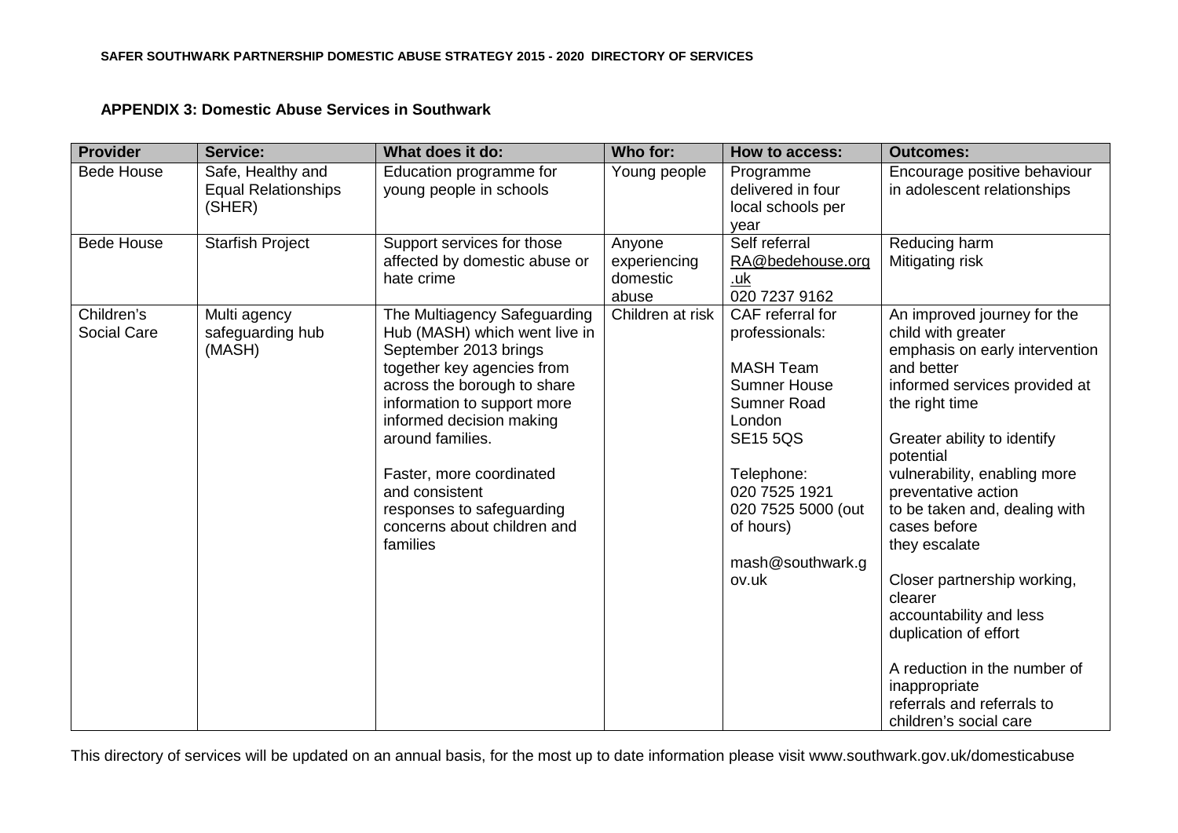**SAFER SOUTHWARK PARTNERSHIP DOMESTIC ABUSE STRATEGY 2015 - 2020 DIRECTORY OF SERVICES**

## APPENDIX 3: Domestic Abuse Services in Southwark

| Provider | Service: | What does it do: | Who for: | How to access: | Outcomes: |
|---|---|---|---|---|---|
| Bede House | Safe, Healthy and Equal Relationships (SHER) | Education programme for young people in schools | Young people | Programme delivered in four local schools per year | Encourage positive behaviour in adolescent relationships |
| Bede House | Starfish Project | Support services for those affected by domestic abuse or hate crime | Anyone experiencing domestic abuse | Self referral<br>RA@bedehouse.org.uk<br>020 7237 9162 | Reducing harm<br>Mitigating risk |
| Children's Social Care | Multi agency safeguarding hub (MASH) | The Multiagency Safeguarding Hub (MASH) which went live in September 2013 brings together key agencies from across the borough to share information to support more informed decision making around families.<br><br>Faster, more coordinated and consistent responses to safeguarding concerns about children and families | Children at risk | CAF referral for professionals:<br><br>MASH Team<br>Sumner House<br>Sumner Road<br>London<br>SE15 5QS<br><br>Telephone:<br>020 7525 1921<br>020 7525 5000 (out of hours)<br><br>mash@southwark.gov.uk | An improved journey for the child with greater emphasis on early intervention and better informed services provided at the right time<br><br>Greater ability to identify potential vulnerability, enabling more preventative action to be taken and, dealing with cases before they escalate<br><br>Closer partnership working, clearer accountability and less duplication of effort<br><br>A reduction in the number of inappropriate referrals and referrals to children's social care |

This directory of services will be updated on an annual basis, for the most up to date information please visit www.southwark.gov.uk/domesticabuse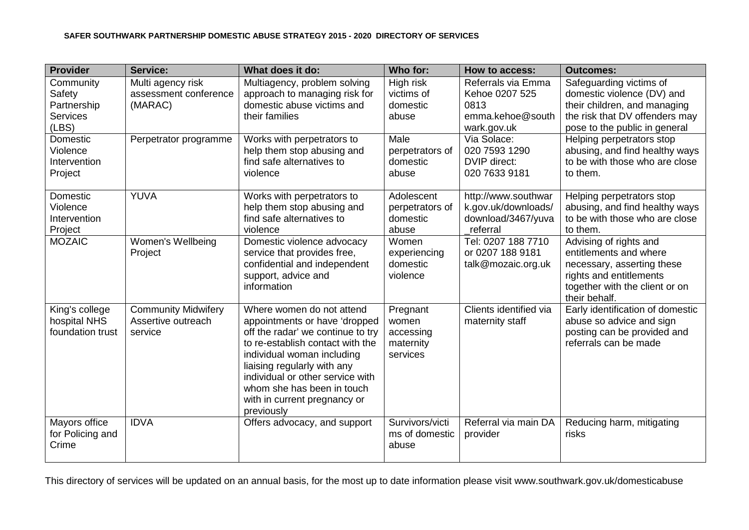**SAFER SOUTHWARK PARTNERSHIP DOMESTIC ABUSE STRATEGY 2015 - 2020 DIRECTORY OF SERVICES**

| Provider | Service: | What does it do: | Who for: | How to access: | Outcomes: |
|---|---|---|---|---|---|
| Community Safety Partnership Services (LBS) | Multi agency risk assessment conference (MARAC) | Multiagency, problem solving approach to managing risk for domestic abuse victims and their families | High risk victims of domestic abuse | Referrals via Emma Kehoe 0207 525 0813 emma.kehoe@southwark.gov.uk | Safeguarding victims of domestic violence (DV) and their children, and managing the risk that DV offenders may pose to the public in general |
| Domestic Violence Intervention Project | Perpetrator programme | Works with perpetrators to help them stop abusing and find safe alternatives to violence | Male perpetrators of domestic abuse | Via Solace: 020 7593 1290 DVIP direct: 020 7633 9181 | Helping perpetrators stop abusing, and find healthy ways to be with those who are close to them. |
| Domestic Violence Intervention Project | YUVA | Works with perpetrators to help them stop abusing and find safe alternatives to violence | Adolescent perpetrators of domestic abuse | http://www.southwark.gov.uk/downloads/download/3467/yuva_referral | Helping perpetrators stop abusing, and find healthy ways to be with those who are close to them. |
| MOZAIC | Women's Wellbeing Project | Domestic violence advocacy service that provides free, confidential and independent support, advice and information | Women experiencing domestic violence | Tel: 0207 188 7710 or 0207 188 9181 talk@mozaic.org.uk | Advising of rights and entitlements and where necessary, asserting these rights and entitlements together with the client or on their behalf. |
| King's college hospital NHS foundation trust | Community Midwifery Assertive outreach service | Where women do not attend appointments or have 'dropped off the radar' we continue to try to re-establish contact with the individual woman including liaising regularly with any individual or other service with whom she has been in touch with in current pregnancy or previously | Pregnant women accessing maternity services | Clients identified via maternity staff | Early identification of domestic abuse so advice and sign posting can be provided and referrals can be made |
| Mayors office for Policing and Crime | IDVA | Offers advocacy, and support | Survivors/victims of domestic abuse | Referral via main DA provider | Reducing harm, mitigating risks |

This directory of services will be updated on an annual basis, for the most up to date information please visit www.southwark.gov.uk/domesticabuse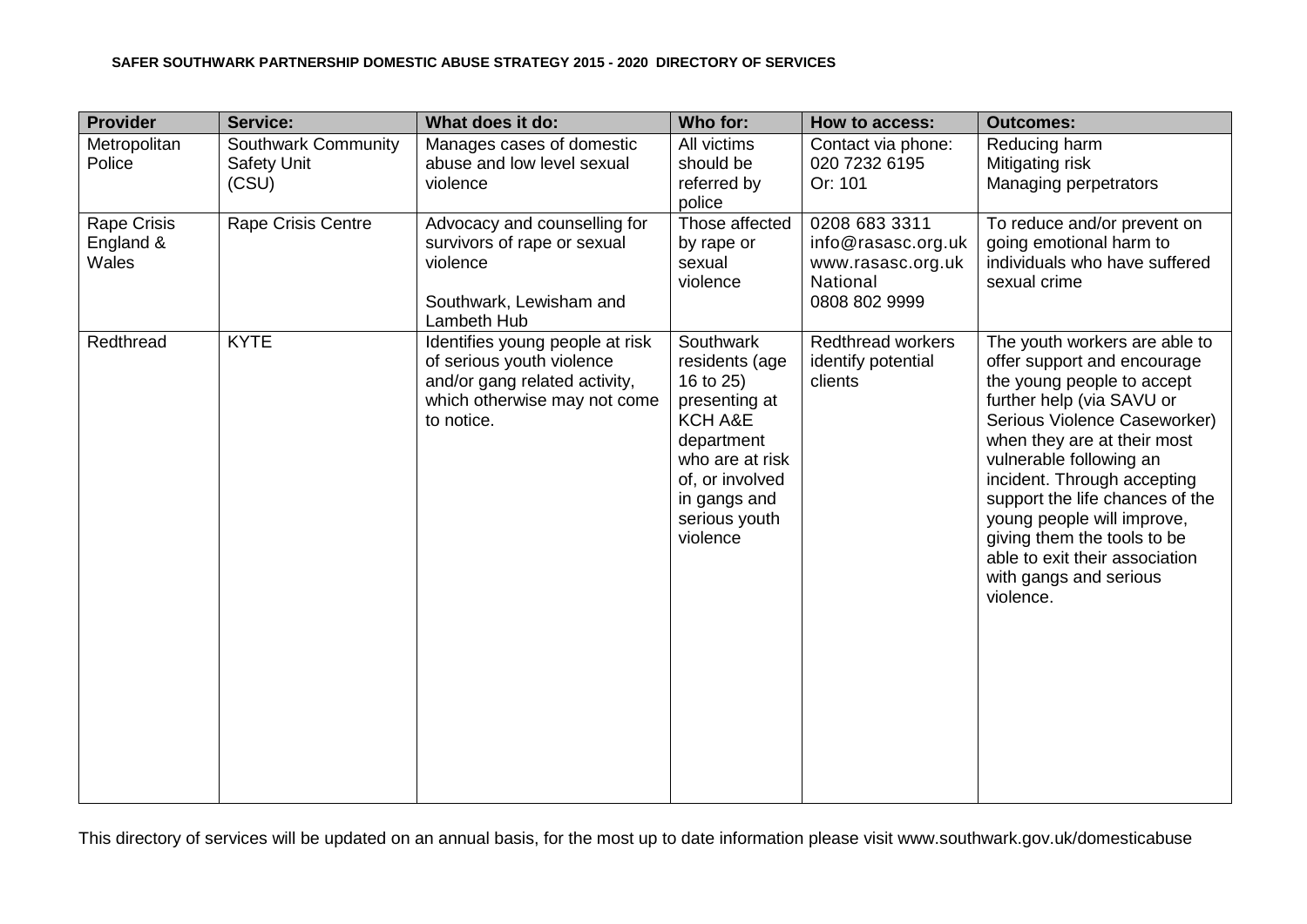**SAFER SOUTHWARK PARTNERSHIP DOMESTIC ABUSE STRATEGY 2015 - 2020 DIRECTORY OF SERVICES**

| Provider | Service: | What does it do: | Who for: | How to access: | Outcomes: |
|---|---|---|---|---|---|
| Metropolitan Police | Southwark Community Safety Unit (CSU) | Manages cases of domestic abuse and low level sexual violence | All victims should be referred by police | Contact via phone: 020 7232 6195<br>Or: 101 | Reducing harm<br>Mitigating risk<br>Managing perpetrators |
| Rape Crisis England & Wales | Rape Crisis Centre | Advocacy and counselling for survivors of rape or sexual violence<br><br>Southwark, Lewisham and Lambeth Hub | Those affected by rape or sexual violence | 0208 683 3311<br>info@rasasc.org.uk<br>www.rasasc.org.uk<br>National<br>0808 802 9999 | To reduce and/or prevent on going emotional harm to individuals who have suffered sexual crime |
| Redthread | KYTE | Identifies young people at risk of serious youth violence and/or gang related activity, which otherwise may not come to notice. | Southwark residents (age 16 to 25) presenting at KCH A&E department who are at risk of, or involved in gangs and serious youth violence | Redthread workers identify potential clients | The youth workers are able to offer support and encourage the young people to accept further help (via SAVU or Serious Violence Caseworker) when they are at their most vulnerable following an incident. Through accepting support the life chances of the young people will improve, giving them the tools to be able to exit their association with gangs and serious violence. |

This directory of services will be updated on an annual basis, for the most up to date information please visit www.southwark.gov.uk/domesticabuse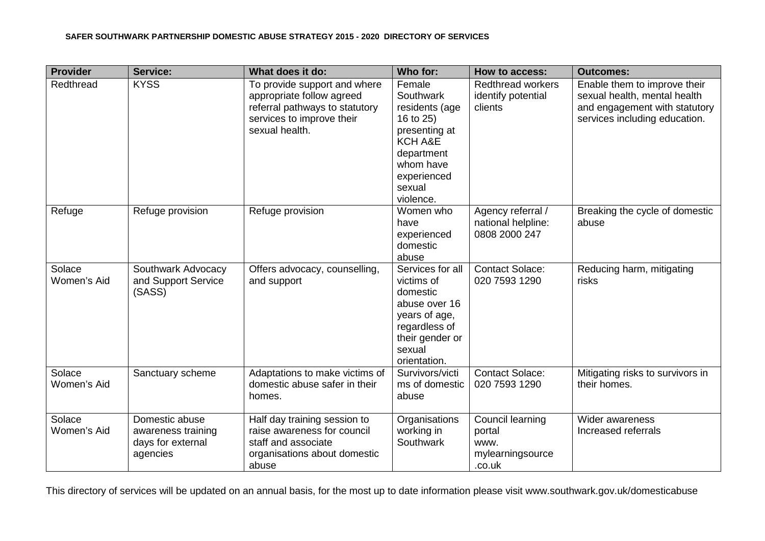**SAFER SOUTHWARK PARTNERSHIP DOMESTIC ABUSE STRATEGY 2015 - 2020 DIRECTORY OF SERVICES**

| Provider | Service: | What does it do: | Who for: | How to access: | Outcomes: |
|---|---|---|---|---|---|
| Redthread | KYSS | To provide support and where appropriate follow agreed referral pathways to statutory services to improve their sexual health. | Female Southwark residents (age 16 to 25) presenting at KCH A&E department whom have experienced sexual violence. | Redthread workers identify potential clients | Enable them to improve their sexual health, mental health and engagement with statutory services including education. |
| Refuge | Refuge provision | Refuge provision | Women who have experienced domestic abuse | Agency referral / national helpline: 0808 2000 247 | Breaking the cycle of domestic abuse |
| Solace Women's Aid | Southwark Advocacy and Support Service (SASS) | Offers advocacy, counselling, and support | Services for all victims of domestic abuse over 16 years of age, regardless of their gender or sexual orientation. | Contact Solace: 020 7593 1290 | Reducing harm, mitigating risks |
| Solace Women's Aid | Sanctuary scheme | Adaptations to make victims of domestic abuse safer in their homes. | Survivors/victims of domestic abuse | Contact Solace: 020 7593 1290 | Mitigating risks to survivors in their homes. |
| Solace Women's Aid | Domestic abuse awareness training days for external agencies | Half day training session to raise awareness for council staff and associate organisations about domestic abuse | Organisations working in Southwark | Council learning portal www. mylearningsource .co.uk | Wider awareness<br>Increased referrals |

This directory of services will be updated on an annual basis, for the most up to date information please visit www.southwark.gov.uk/domesticabuse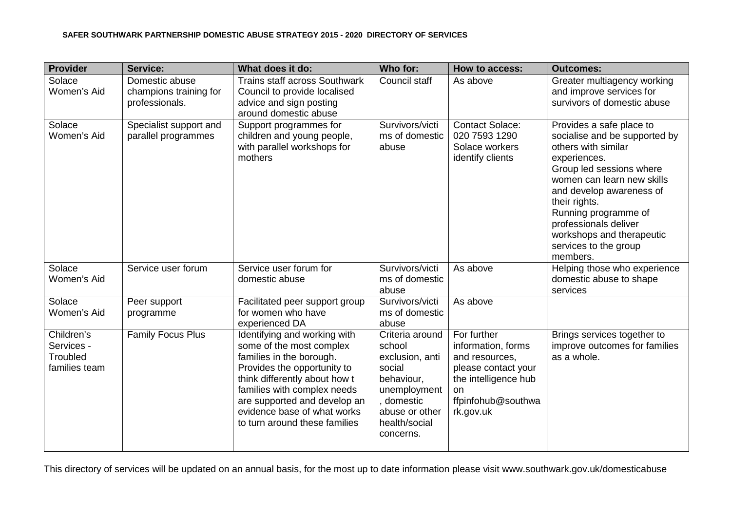**SAFER SOUTHWARK PARTNERSHIP DOMESTIC ABUSE STRATEGY 2015 - 2020 DIRECTORY OF SERVICES**

| Provider | Service: | What does it do: | Who for: | How to access: | Outcomes: |
|---|---|---|---|---|---|
| Solace Women's Aid | Domestic abuse champions training for professionals. | Trains staff across Southwark Council to provide localised advice and sign posting around domestic abuse | Council staff | As above | Greater multiagency working and improve services for survivors of domestic abuse |
| Solace Women's Aid | Specialist support and parallel programmes | Support programmes for children and young people, with parallel workshops for mothers | Survivors/victims of domestic abuse | Contact Solace: 020 7593 1290 Solace workers identify clients | Provides a safe place to socialise and be supported by others with similar experiences. Group led sessions where women can learn new skills and develop awareness of their rights. Running programme of professionals deliver workshops and therapeutic services to the group members. |
| Solace Women's Aid | Service user forum | Service user forum for domestic abuse | Survivors/victims of domestic abuse | As above | Helping those who experience domestic abuse to shape services |
| Solace Women's Aid | Peer support programme | Facilitated peer support group for women who have experienced DA | Survivors/victims of domestic abuse | As above | |
| Children's Services - Troubled families team | Family Focus Plus | Identifying and working with some of the most complex families in the borough. Provides the opportunity to think differently about how t families with complex needs are supported and develop an evidence base of what works to turn around these families | Criteria around school exclusion, anti social behaviour, unemployment, domestic abuse or other health/social concerns. | For further information, forms and resources, please contact your the intelligence hub on ffpinfohub@southwark.gov.uk | Brings services together to improve outcomes for families as a whole. |

This directory of services will be updated on an annual basis, for the most up to date information please visit www.southwark.gov.uk/domesticabuse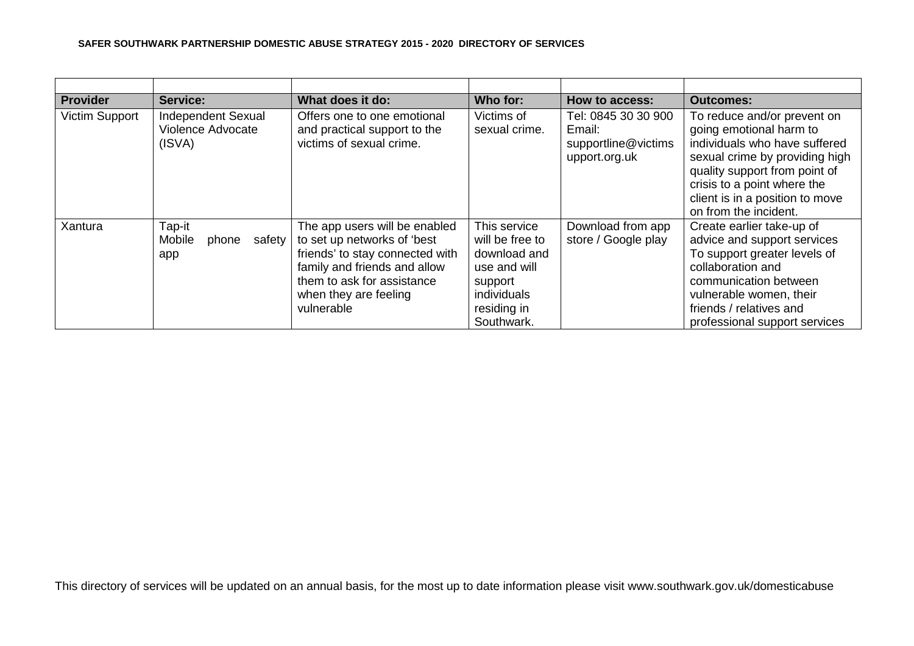**SAFER SOUTHWARK PARTNERSHIP DOMESTIC ABUSE STRATEGY 2015 - 2020 DIRECTORY OF SERVICES**

| Provider | Service: | What does it do: | Who for: | How to access: | Outcomes: |
|---|---|---|---|---|---|
| Victim Support | Independent Sexual Violence Advocate (ISVA) | Offers one to one emotional and practical support to the victims of sexual crime. | Victims of sexual crime. | Tel: 0845 30 30 900 Email: supportline@victimsupport.org.uk | To reduce and/or prevent on going emotional harm to individuals who have suffered sexual crime by providing high quality support from point of crisis to a point where the client is in a position to move on from the incident. |
| Xantura | Tap-it Mobile phone safety app | The app users will be enabled to set up networks of 'best friends' to stay connected with family and friends and allow them to ask for assistance when they are feeling vulnerable | This service will be free to download and use and will support individuals residing in Southwark. | Download from app store / Google play | Create earlier take-up of advice and support services To support greater levels of collaboration and communication between vulnerable women, their friends / relatives and professional support services |

This directory of services will be updated on an annual basis, for the most up to date information please visit www.southwark.gov.uk/domesticabuse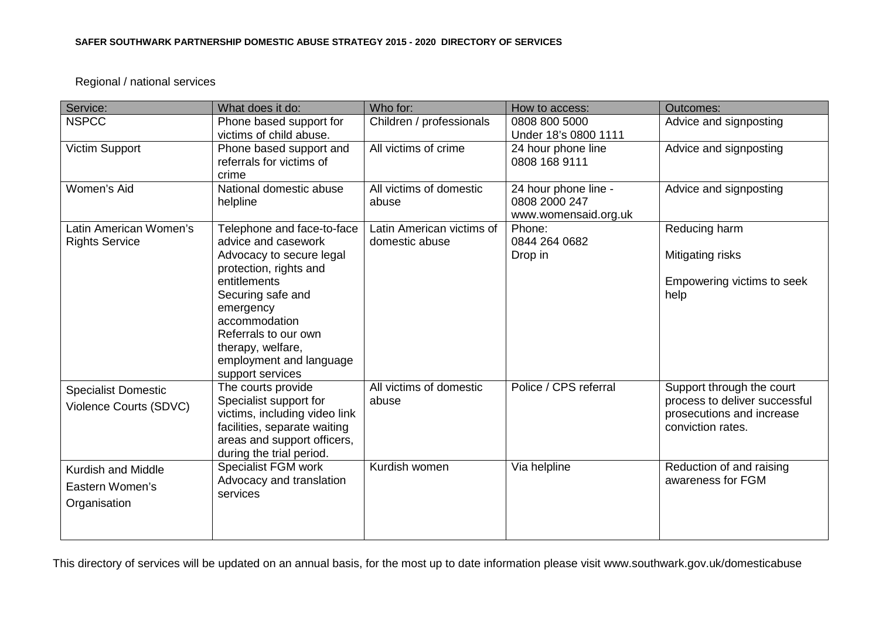Regional / national services

| Service: | What does it do: | Who for: | How to access: | Outcomes: |
|---|---|---|---|---|
| NSPCC | Phone based support for victims of child abuse. | Children / professionals | 0808 800 5000<br>Under 18's 0800 1111 | Advice and signposting |
| Victim Support | Phone based support and referrals for victims of crime | All victims of crime | 24 hour phone line<br>0808 168 9111 | Advice and signposting |
| Women's Aid | National domestic abuse helpline | All victims of domestic abuse | 24 hour phone line -<br>0808 2000 247<br>www.womensaid.org.uk | Advice and signposting |
| Latin American Women's Rights Service | Telephone and face-to-face advice and casework<br>Advocacy to secure legal protection, rights and entitlements<br>Securing safe and emergency accommodation<br>Referrals to our own therapy, welfare, employment and language support services | Latin American victims of domestic abuse | Phone:<br>0844 264 0682<br>Drop in | Reducing harm<br><br>Mitigating risks<br><br>Empowering victims to seek help |
| Specialist Domestic Violence Courts (SDVC) | The courts provide Specialist support for victims, including video link facilities, separate waiting areas and support officers, during the trial period. | All victims of domestic abuse | Police / CPS referral | Support through the court process to deliver successful prosecutions and increase conviction rates. |
| Kurdish and Middle Eastern Women's Organisation | Specialist FGM work<br>Advocacy and translation services | Kurdish women | Via helpline | Reduction of and raising awareness for FGM |

This directory of services will be updated on an annual basis, for the most up to date information please visit www.southwark.gov.uk/domesticabuse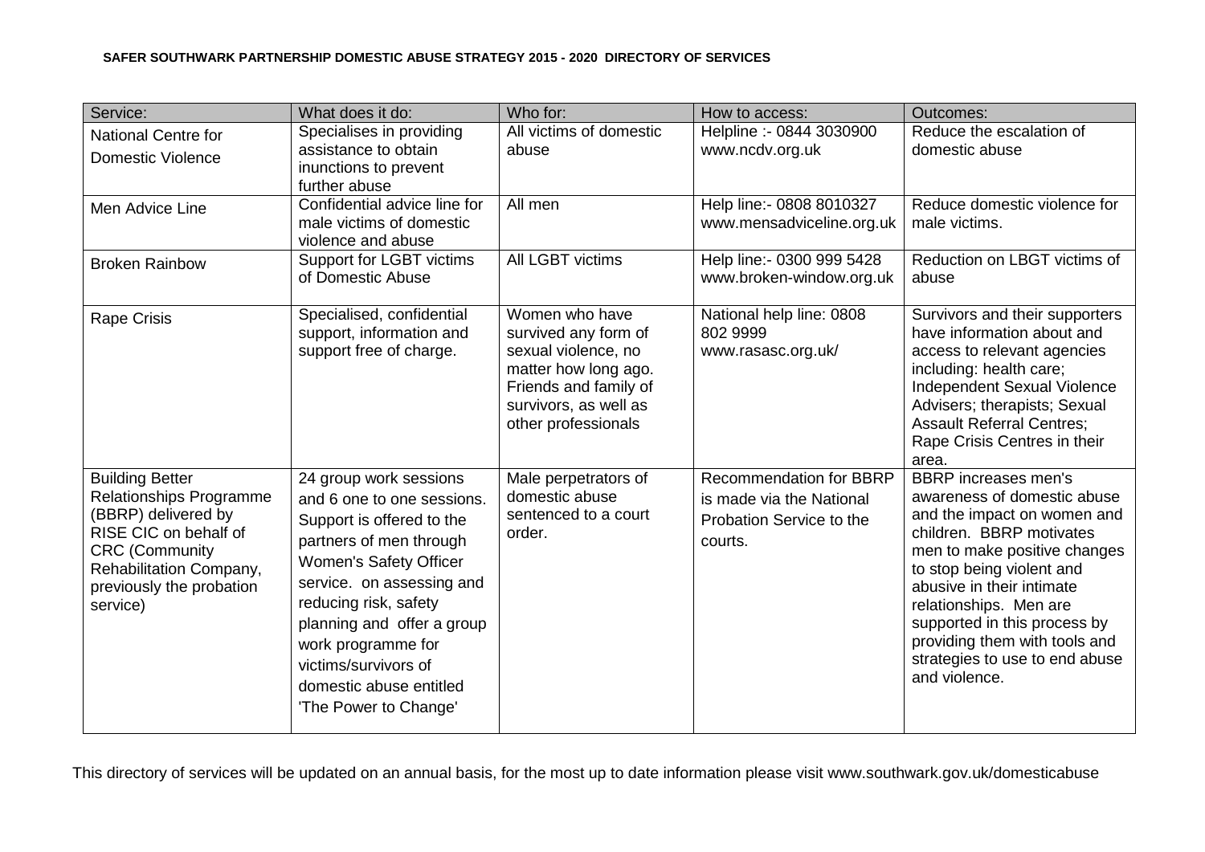**SAFER SOUTHWARK PARTNERSHIP DOMESTIC ABUSE STRATEGY 2015 - 2020 DIRECTORY OF SERVICES**

| Service: | What does it do: | Who for: | How to access: | Outcomes: |
|---|---|---|---|---|
| National Centre for Domestic Violence | Specialises in providing assistance to obtain inunctions to prevent further abuse | All victims of domestic abuse | Helpline :- 0844 3030900 www.ncdv.org.uk | Reduce the escalation of domestic abuse |
| Men Advice Line | Confidential advice line for male victims of domestic violence and abuse | All men | Help line:- 0808 8010327 www.mensadviceline.org.uk | Reduce domestic violence for male victims. |
| Broken Rainbow | Support for LGBT victims of Domestic Abuse | All LGBT victims | Help line:- 0300 999 5428 www.broken-window.org.uk | Reduction on LBGT victims of abuse |
| Rape Crisis | Specialised, confidential support, information and support free of charge. | Women who have survived any form of sexual violence, no matter how long ago. Friends and family of survivors, as well as other professionals | National help line: 0808 802 9999 www.rasasc.org.uk/ | Survivors and their supporters have information about and access to relevant agencies including: health care; Independent Sexual Violence Advisers; therapists; Sexual Assault Referral Centres; Rape Crisis Centres in their area. |
| Building Better Relationships Programme (BBRP) delivered by RISE CIC on behalf of CRC (Community Rehabilitation Company, previously the probation service) | 24 group work sessions and 6 one to one sessions. Support is offered to the partners of men through Women's Safety Officer service. on assessing and reducing risk, safety planning and offer a group work programme for victims/survivors of domestic abuse entitled 'The Power to Change' | Male perpetrators of domestic abuse sentenced to a court order. | Recommendation for BBRP is made via the National Probation Service to the courts. | BBRP increases men's awareness of domestic abuse and the impact on women and children. BBRP motivates men to make positive changes to stop being violent and abusive in their intimate relationships. Men are supported in this process by providing them with tools and strategies to use to end abuse and violence. |

This directory of services will be updated on an annual basis, for the most up to date information please visit www.southwark.gov.uk/domesticabuse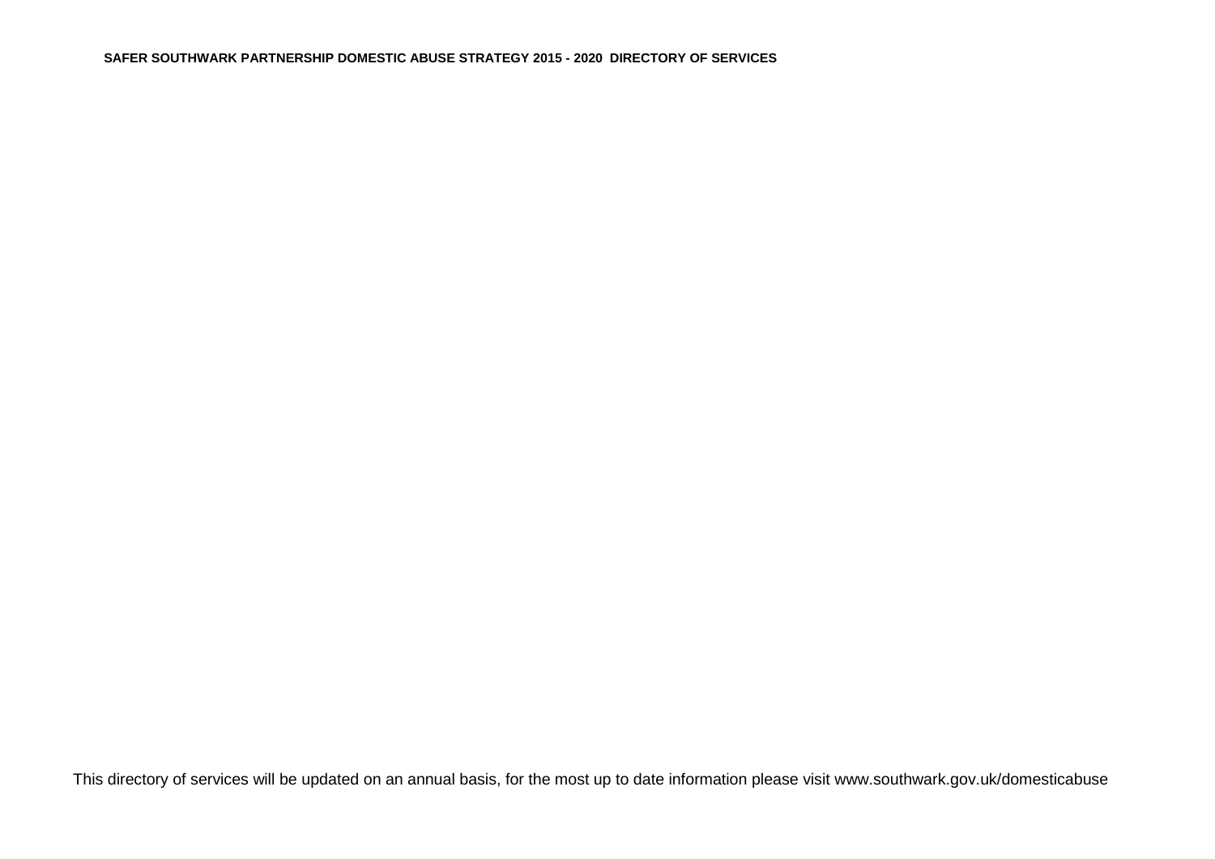This directory of services will be updated on an annual basis, for the most up to date information please visit www.southwark.gov.uk/domesticabuse